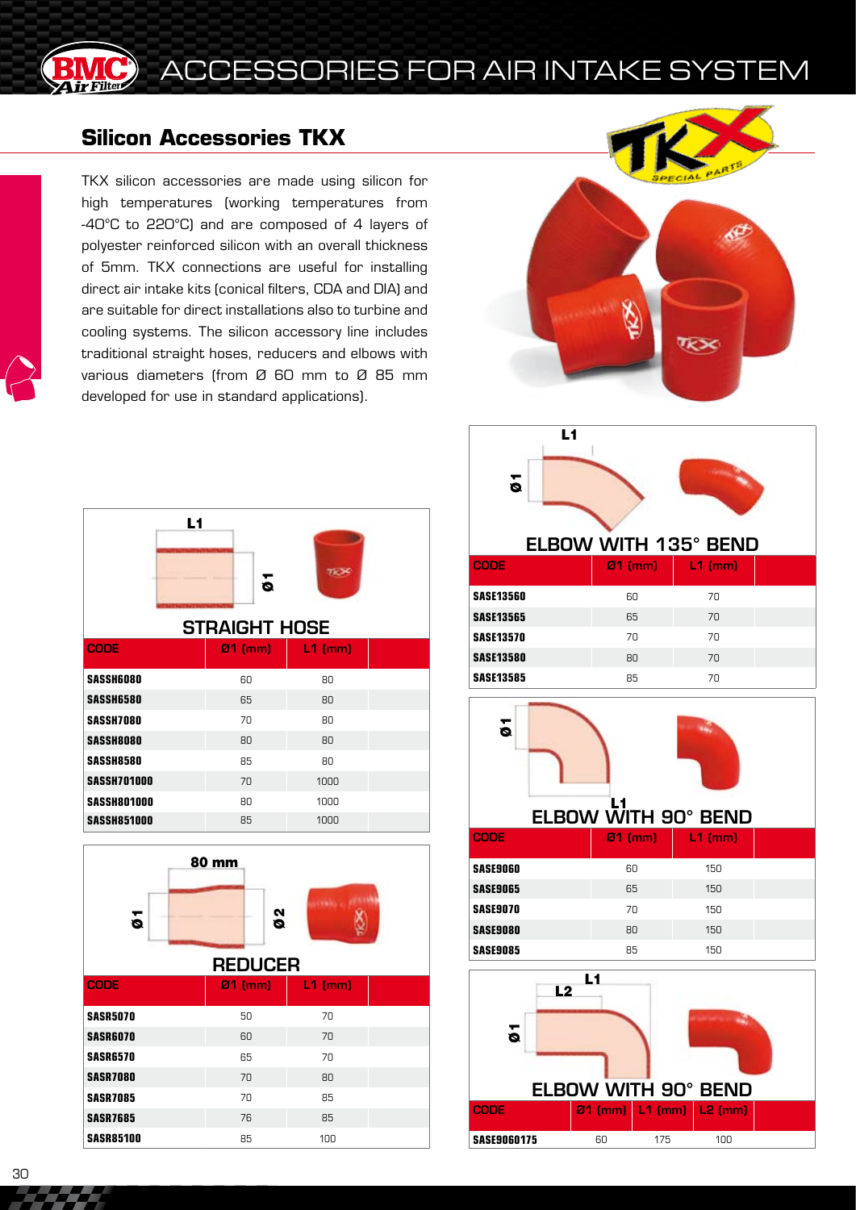# ACCESSORIES FOR AIR INTAKE SYSTEM

## Silicon Accessories TKX

TKX silicon accessories are made using silicon for high temperatures (working temperatures from -40°C to 220°C) and are composed of 4 layers of polyester reinforced silicon with an overall thickness of 5mm. TKX connections are useful for installing direct air intake kits (conical filters, CDA and DIA) and are suitable for direct installations also to turbine and cooling systems. The silicon accessory line includes traditional straight hoses, reducers and elbows with various diameters (from Ø 60 mm to Ø 85 mm developed for use in standard applications).

### STRAIGHT HOSE

| CODE | Ø1 (mm) | L1 (mm) |
| --- | --- | --- |
| SASSH6080 | 60 | 80 |
| SASSH6580 | 65 | 80 |
| SASSH7080 | 70 | 80 |
| SASSH8080 | 80 | 80 |
| SASSH8580 | 85 | 80 |
| SASSH701000 | 70 | 1000 |
| SASSH801000 | 80 | 1000 |
| SASSH851000 | 85 | 1000 |

### REDUCER

80 mm

| CODE | Ø1 (mm) | L1 (mm) |
| --- | --- | --- |
| SASR5070 | 50 | 70 |
| SASR6070 | 60 | 70 |
| SASR6570 | 65 | 70 |
| SASR7080 | 70 | 80 |
| SASR7085 | 70 | 85 |
| SASR7685 | 76 | 85 |
| SASR85100 | 85 | 100 |

### ELBOW WITH 135° BEND

| CODE | Ø1 (mm) | L1 (mm) |
| --- | --- | --- |
| SASE13560 | 60 | 70 |
| SASE13565 | 65 | 70 |
| SASE13570 | 70 | 70 |
| SASE13580 | 80 | 70 |
| SASE13585 | 85 | 70 |

### ELBOW WITH 90° BEND

| CODE | Ø1 (mm) | L1 (mm) |
| --- | --- | --- |
| SASE9060 | 60 | 150 |
| SASE9065 | 65 | 150 |
| SASE9070 | 70 | 150 |
| SASE9080 | 80 | 150 |
| SASE9085 | 85 | 150 |

### ELBOW WITH 90° BEND

| CODE | Ø1 (mm) | L1 (mm) | L2 (mm) |
| --- | --- | --- | --- |
| SASE9060175 | 60 | 175 | 100 |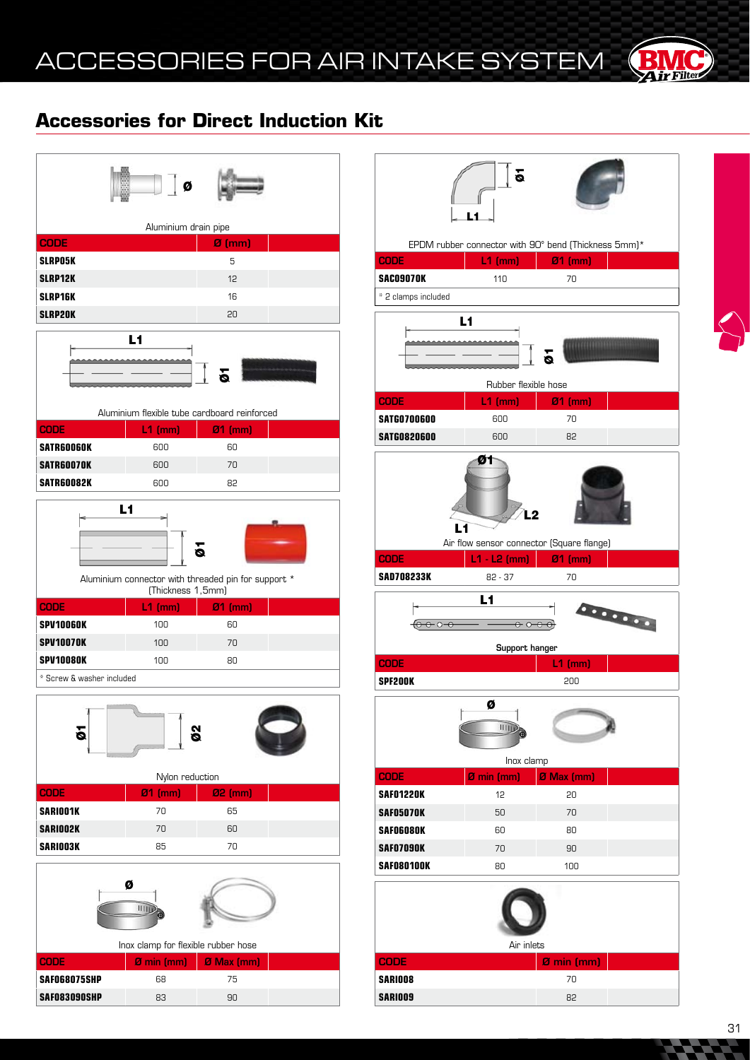# ACCESSORIES FOR AIR INTAKE SYSTEM

## Accessories for Direct Induction Kit

Aluminium drain pipe

| CODE | Ø (mm) |
|---|---|
| SLRP05K | 5 |
| SLRP12K | 12 |
| SLRP16K | 16 |
| SLRP20K | 20 |

Aluminium flexible tube cardboard reinforced

| CODE | L1 (mm) | Ø1 (mm) |
|---|---|---|
| SATR60060K | 600 | 60 |
| SATR60070K | 600 | 70 |
| SATR60082K | 600 | 82 |

Aluminium connector with threaded pin for support * (Thickness 1,5mm)

| CODE | L1 (mm) | Ø1 (mm) |
|---|---|---|
| SPV10060K | 100 | 60 |
| SPV10070K | 100 | 70 |
| SPV10080K | 100 | 80 |

* Screw & washer included

Nylon reduction

| CODE | Ø1 (mm) | Ø2 (mm) |
|---|---|---|
| SARI001K | 70 | 65 |
| SARI002K | 70 | 60 |
| SARI003K | 85 | 70 |

Inox clamp for flexible rubber hose

| CODE | Ø min (mm) | Ø Max (mm) |
|---|---|---|
| SAF068075SHP | 68 | 75 |
| SAF083090SHP | 83 | 90 |

EPDM rubber connector with 90° bend (Thickness 5mm)*

| CODE | L1 (mm) | Ø1 (mm) |
|---|---|---|
| SAC09070K | 110 | 70 |

* 2 clamps included

Rubber flexible hose

| CODE | L1 (mm) | Ø1 (mm) |
|---|---|---|
| SATG0700600 | 600 | 70 |
| SATG0820600 | 600 | 82 |

Air flow sensor connector (Square flange)

| CODE | L1 - L2 (mm) | Ø1 (mm) |
|---|---|---|
| SAD708233K | 82 - 37 | 70 |

Support hanger

| CODE | L1 (mm) |
|---|---|
| SPF200K | 200 |

Inox clamp

| CODE | Ø min (mm) | Ø Max (mm) |
|---|---|---|
| SAF01220K | 12 | 20 |
| SAF05070K | 50 | 70 |
| SAF06080K | 60 | 80 |
| SAF07090K | 70 | 90 |
| SAF080100K | 80 | 100 |

Air inlets

| CODE | Ø min (mm) |
|---|---|
| SARI008 | 70 |
| SARI009 | 82 |